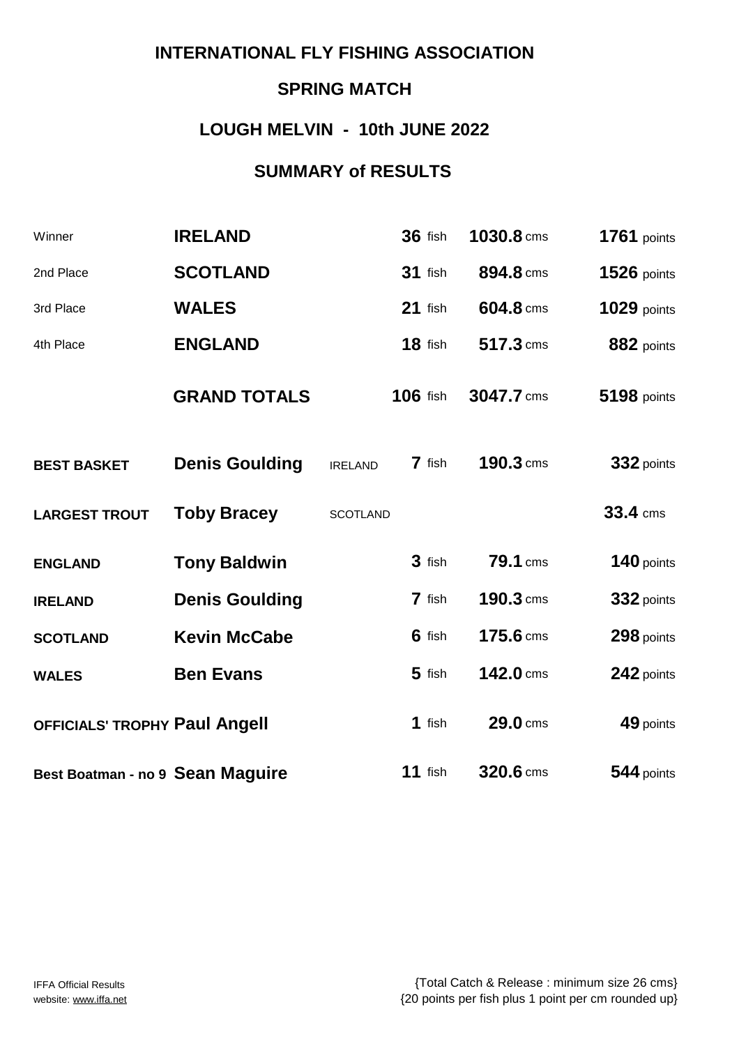# INTERNATIONAL FLY FISHING ASSOCIATION

## SPRING MATCH

## LOUGH MELVIN - 10th JUNE 2022

## SUMMARY of RESULTS

| | | | | | |
|---|---|---|---|---|---|
| Winner | **IRELAND** | | **36** fish | **1030.8** cms | **1761** points |
| 2nd Place | **SCOTLAND** | | **31** fish | **894.8** cms | **1526** points |
| 3rd Place | **WALES** | | **21** fish | **604.8** cms | **1029** points |
| 4th Place | **ENGLAND** | | **18** fish | **517.3** cms | **882** points |
| | **GRAND TOTALS** | | **106** fish | **3047.7** cms | **5198** points |
| **BEST BASKET** | **Denis Goulding** | IRELAND | **7** fish | **190.3** cms | **332** points |
| **LARGEST TROUT** | **Toby Bracey** | SCOTLAND | | | **33.4** cms |
| **ENGLAND** | **Tony Baldwin** | | **3** fish | **79.1** cms | **140** points |
| **IRELAND** | **Denis Goulding** | | **7** fish | **190.3** cms | **332** points |
| **SCOTLAND** | **Kevin McCabe** | | **6** fish | **175.6** cms | **298** points |
| **WALES** | **Ben Evans** | | **5** fish | **142.0** cms | **242** points |
| **OFFICIALS' TROPHY** | **Paul Angell** | | **1** fish | **29.0** cms | **49** points |
| **Best Boatman - no 9** | **Sean Maguire** | | **11** fish | **320.6** cms | **544** points |

IFFA Official Results
website: www.iffa.net

{Total Catch & Release : minimum size 26 cms}
{20 points per fish plus 1 point per cm rounded up}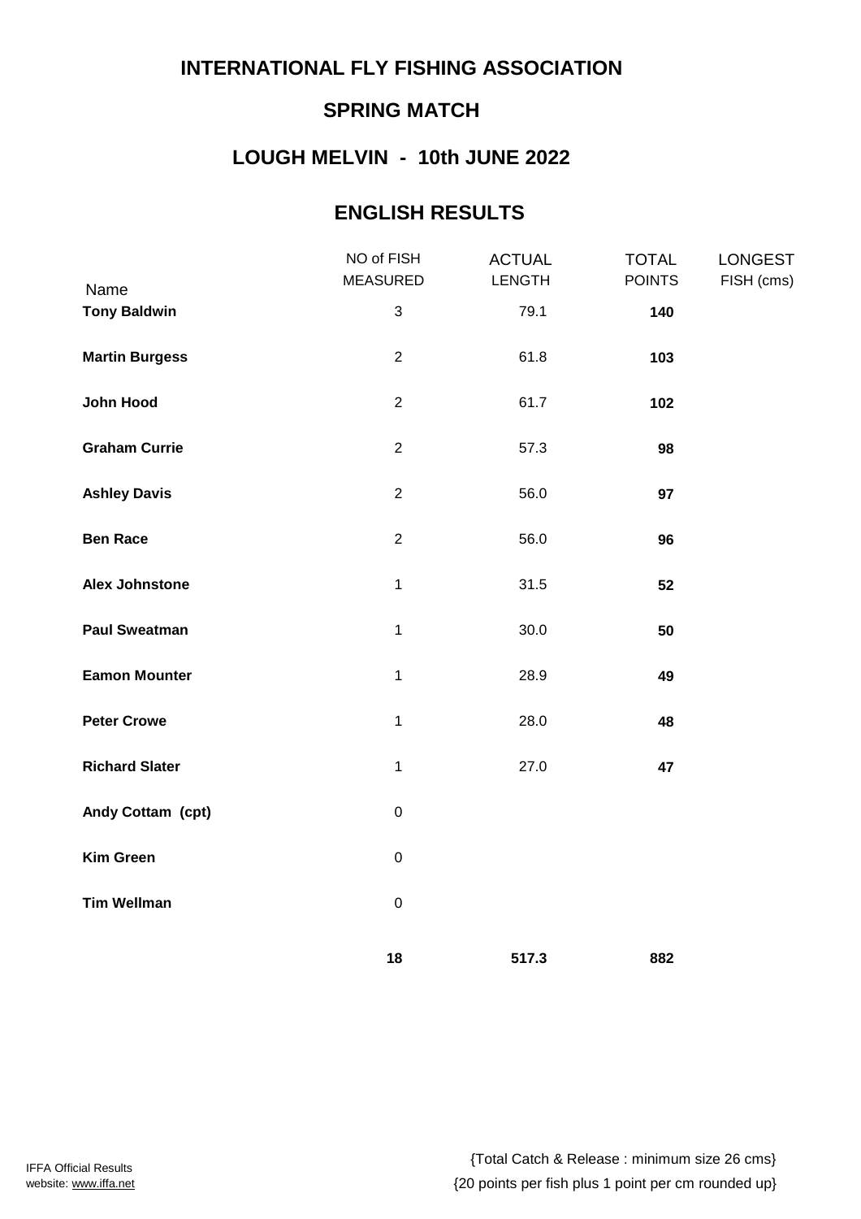## INTERNATIONAL FLY FISHING ASSOCIATION

## SPRING MATCH

## LOUGH MELVIN - 10th JUNE 2022

## ENGLISH RESULTS

| Name | NO of FISH MEASURED | ACTUAL LENGTH | TOTAL POINTS | LONGEST FISH (cms) |
|---|---|---|---|---|
| **Tony Baldwin** | 3 | 79.1 | **140** | |
| **Martin Burgess** | 2 | 61.8 | **103** | |
| **John Hood** | 2 | 61.7 | **102** | |
| **Graham Currie** | 2 | 57.3 | **98** | |
| **Ashley Davis** | 2 | 56.0 | **97** | |
| **Ben Race** | 2 | 56.0 | **96** | |
| **Alex Johnstone** | 1 | 31.5 | **52** | |
| **Paul Sweatman** | 1 | 30.0 | **50** | |
| **Eamon Mounter** | 1 | 28.9 | **49** | |
| **Peter Crowe** | 1 | 28.0 | **48** | |
| **Richard Slater** | 1 | 27.0 | **47** | |
| **Andy Cottam (cpt)** | 0 | | | |
| **Kim Green** | 0 | | | |
| **Tim Wellman** | 0 | | | |
| | **18** | **517.3** | **882** | |

IFFA Official Results
website: www.iffa.net

{Total Catch & Release : minimum size 26 cms}
{20 points per fish plus 1 point per cm rounded up}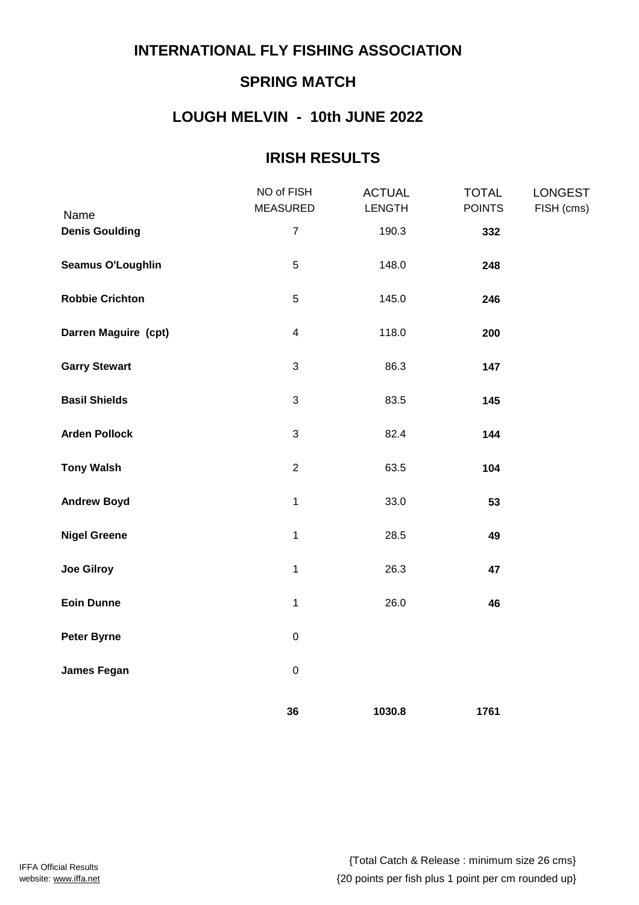# INTERNATIONAL FLY FISHING ASSOCIATION

## SPRING MATCH

## LOUGH MELVIN - 10th JUNE 2022

## IRISH RESULTS

| Name | NO of FISH MEASURED | ACTUAL LENGTH | TOTAL POINTS | LONGEST FISH (cms) |
|---|---|---|---|---|
| **Denis Goulding** | 7 | 190.3 | **332** | |
| **Seamus O'Loughlin** | 5 | 148.0 | **248** | |
| **Robbie Crichton** | 5 | 145.0 | **246** | |
| **Darren Maguire (cpt)** | 4 | 118.0 | **200** | |
| **Garry Stewart** | 3 | 86.3 | **147** | |
| **Basil Shields** | 3 | 83.5 | **145** | |
| **Arden Pollock** | 3 | 82.4 | **144** | |
| **Tony Walsh** | 2 | 63.5 | **104** | |
| **Andrew Boyd** | 1 | 33.0 | **53** | |
| **Nigel Greene** | 1 | 28.5 | **49** | |
| **Joe Gilroy** | 1 | 26.3 | **47** | |
| **Eoin Dunne** | 1 | 26.0 | **46** | |
| **Peter Byrne** | 0 | | | |
| **James Fegan** | 0 | | | |
| | **36** | **1030.8** | **1761** | |

IFFA Official Results
website: www.iffa.net

{Total Catch & Release : minimum size 26 cms}
{20 points per fish plus 1 point per cm rounded up}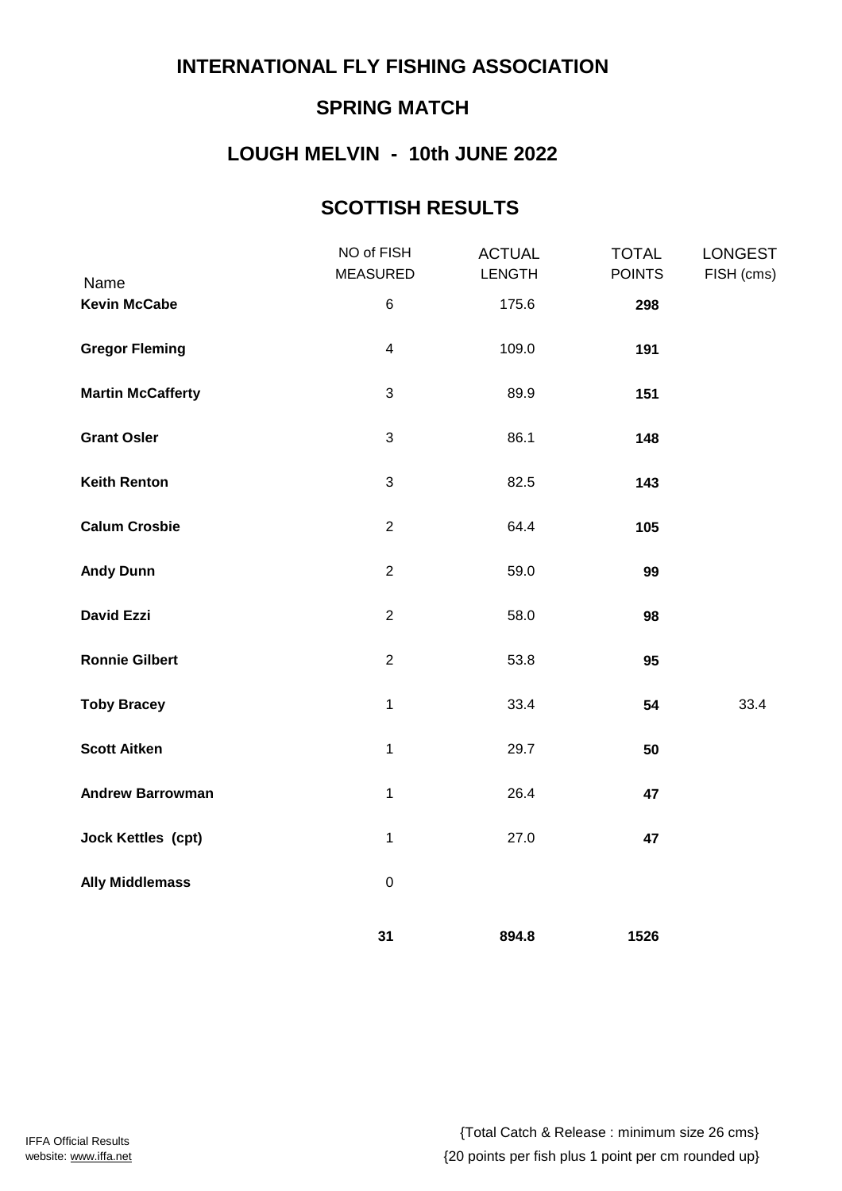## INTERNATIONAL FLY FISHING ASSOCIATION

## SPRING MATCH

## LOUGH MELVIN - 10th JUNE 2022

## SCOTTISH RESULTS

| Name | NO of FISH MEASURED | ACTUAL LENGTH | TOTAL POINTS | LONGEST FISH (cms) |
|---|---|---|---|---|
| **Kevin McCabe** | 6 | 175.6 | **298** | |
| **Gregor Fleming** | 4 | 109.0 | **191** | |
| **Martin McCafferty** | 3 | 89.9 | **151** | |
| **Grant Osler** | 3 | 86.1 | **148** | |
| **Keith Renton** | 3 | 82.5 | **143** | |
| **Calum Crosbie** | 2 | 64.4 | **105** | |
| **Andy Dunn** | 2 | 59.0 | **99** | |
| **David Ezzi** | 2 | 58.0 | **98** | |
| **Ronnie Gilbert** | 2 | 53.8 | **95** | |
| **Toby Bracey** | 1 | 33.4 | **54** | 33.4 |
| **Scott Aitken** | 1 | 29.7 | **50** | |
| **Andrew Barrowman** | 1 | 26.4 | **47** | |
| **Jock Kettles (cpt)** | 1 | 27.0 | **47** | |
| **Ally Middlemass** | 0 | | | |
| | **31** | **894.8** | **1526** | |

IFFA Official Results
website: www.iffa.net

{Total Catch & Release : minimum size 26 cms}
{20 points per fish plus 1 point per cm rounded up}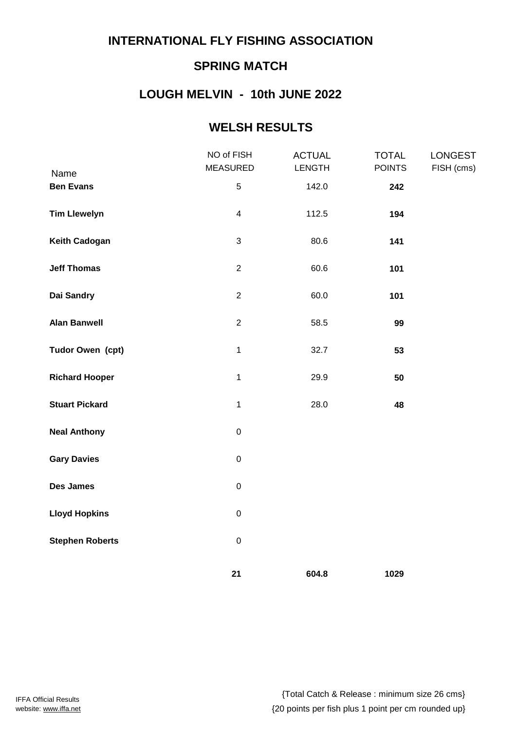# INTERNATIONAL FLY FISHING ASSOCIATION

## SPRING MATCH

## LOUGH MELVIN - 10th JUNE 2022

## WELSH RESULTS

| Name | NO of FISH MEASURED | ACTUAL LENGTH | TOTAL POINTS | LONGEST FISH (cms) |
|---|---|---|---|---|
| **Ben Evans** | 5 | 142.0 | **242** | |
| **Tim Llewelyn** | 4 | 112.5 | **194** | |
| **Keith Cadogan** | 3 | 80.6 | **141** | |
| **Jeff Thomas** | 2 | 60.6 | **101** | |
| **Dai Sandry** | 2 | 60.0 | **101** | |
| **Alan Banwell** | 2 | 58.5 | **99** | |
| **Tudor Owen (cpt)** | 1 | 32.7 | **53** | |
| **Richard Hooper** | 1 | 29.9 | **50** | |
| **Stuart Pickard** | 1 | 28.0 | **48** | |
| **Neal Anthony** | 0 | | | |
| **Gary Davies** | 0 | | | |
| **Des James** | 0 | | | |
| **Lloyd Hopkins** | 0 | | | |
| **Stephen Roberts** | 0 | | | |
| | **21** | **604.8** | **1029** | |

IFFA Official Results
website: www.iffa.net

{Total Catch & Release : minimum size 26 cms}
{20 points per fish plus 1 point per cm rounded up}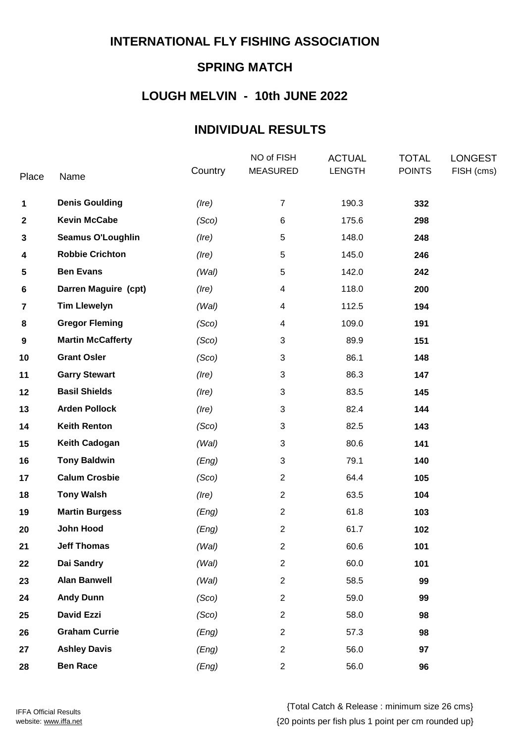# INTERNATIONAL FLY FISHING ASSOCIATION

## SPRING MATCH

## LOUGH MELVIN - 10th JUNE 2022

## INDIVIDUAL RESULTS

| Place | Name | Country | NO of FISH MEASURED | ACTUAL LENGTH | TOTAL POINTS | LONGEST FISH (cms) |
|---|---|---|---|---|---|---|
| **1** | **Denis Goulding** | *(Ire)* | 7 | 190.3 | **332** | |
| **2** | **Kevin McCabe** | *(Sco)* | 6 | 175.6 | **298** | |
| **3** | **Seamus O'Loughlin** | *(Ire)* | 5 | 148.0 | **248** | |
| **4** | **Robbie Crichton** | *(Ire)* | 5 | 145.0 | **246** | |
| **5** | **Ben Evans** | *(Wal)* | 5 | 142.0 | **242** | |
| **6** | **Darren Maguire (cpt)** | *(Ire)* | 4 | 118.0 | **200** | |
| **7** | **Tim Llewelyn** | *(Wal)* | 4 | 112.5 | **194** | |
| **8** | **Gregor Fleming** | *(Sco)* | 4 | 109.0 | **191** | |
| **9** | **Martin McCafferty** | *(Sco)* | 3 | 89.9 | **151** | |
| **10** | **Grant Osler** | *(Sco)* | 3 | 86.1 | **148** | |
| **11** | **Garry Stewart** | *(Ire)* | 3 | 86.3 | **147** | |
| **12** | **Basil Shields** | *(Ire)* | 3 | 83.5 | **145** | |
| **13** | **Arden Pollock** | *(Ire)* | 3 | 82.4 | **144** | |
| **14** | **Keith Renton** | *(Sco)* | 3 | 82.5 | **143** | |
| **15** | **Keith Cadogan** | *(Wal)* | 3 | 80.6 | **141** | |
| **16** | **Tony Baldwin** | *(Eng)* | 3 | 79.1 | **140** | |
| **17** | **Calum Crosbie** | *(Sco)* | 2 | 64.4 | **105** | |
| **18** | **Tony Walsh** | *(Ire)* | 2 | 63.5 | **104** | |
| **19** | **Martin Burgess** | *(Eng)* | 2 | 61.8 | **103** | |
| **20** | **John Hood** | *(Eng)* | 2 | 61.7 | **102** | |
| **21** | **Jeff Thomas** | *(Wal)* | 2 | 60.6 | **101** | |
| **22** | **Dai Sandry** | *(Wal)* | 2 | 60.0 | **101** | |
| **23** | **Alan Banwell** | *(Wal)* | 2 | 58.5 | **99** | |
| **24** | **Andy Dunn** | *(Sco)* | 2 | 59.0 | **99** | |
| **25** | **David Ezzi** | *(Sco)* | 2 | 58.0 | **98** | |
| **26** | **Graham Currie** | *(Eng)* | 2 | 57.3 | **98** | |
| **27** | **Ashley Davis** | *(Eng)* | 2 | 56.0 | **97** | |
| **28** | **Ben Race** | *(Eng)* | 2 | 56.0 | **96** | |

{Total Catch & Release : minimum size 26 cms}

{20 points per fish plus 1 point per cm rounded up}

IFFA Official Results
website: www.iffa.net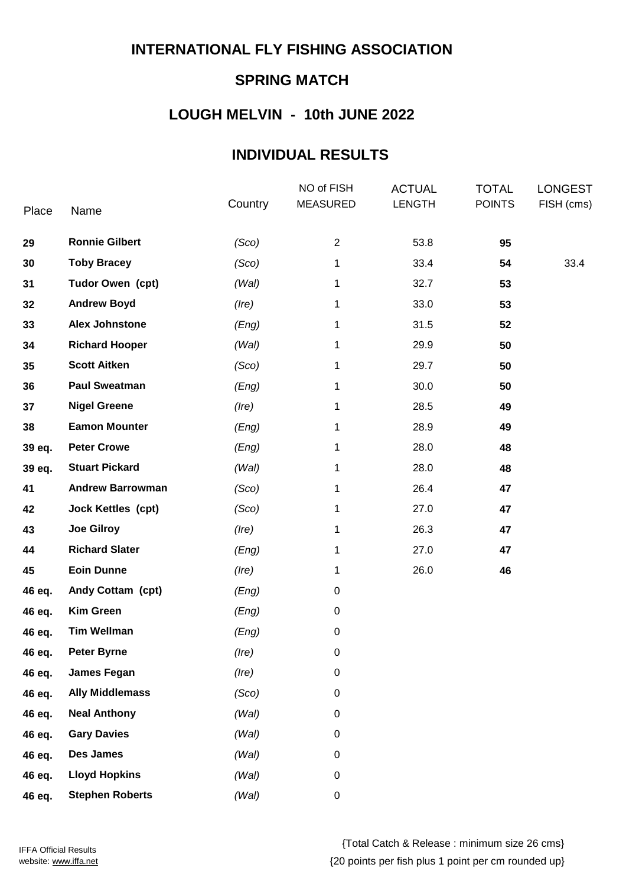# INTERNATIONAL FLY FISHING ASSOCIATION

## SPRING MATCH

## LOUGH MELVIN - 10th JUNE 2022

## INDIVIDUAL RESULTS

| Place | Name | Country | NO of FISH MEASURED | ACTUAL LENGTH | TOTAL POINTS | LONGEST FISH (cms) |
|---|---|---|---|---|---|---|
| **29** | **Ronnie Gilbert** | *(Sco)* | 2 | 53.8 | **95** | |
| **30** | **Toby Bracey** | *(Sco)* | 1 | 33.4 | **54** | 33.4 |
| **31** | **Tudor Owen (cpt)** | *(Wal)* | 1 | 32.7 | **53** | |
| **32** | **Andrew Boyd** | *(Ire)* | 1 | 33.0 | **53** | |
| **33** | **Alex Johnstone** | *(Eng)* | 1 | 31.5 | **52** | |
| **34** | **Richard Hooper** | *(Wal)* | 1 | 29.9 | **50** | |
| **35** | **Scott Aitken** | *(Sco)* | 1 | 29.7 | **50** | |
| **36** | **Paul Sweatman** | *(Eng)* | 1 | 30.0 | **50** | |
| **37** | **Nigel Greene** | *(Ire)* | 1 | 28.5 | **49** | |
| **38** | **Eamon Mounter** | *(Eng)* | 1 | 28.9 | **49** | |
| **39 eq.** | **Peter Crowe** | *(Eng)* | 1 | 28.0 | **48** | |
| **39 eq.** | **Stuart Pickard** | *(Wal)* | 1 | 28.0 | **48** | |
| **41** | **Andrew Barrowman** | *(Sco)* | 1 | 26.4 | **47** | |
| **42** | **Jock Kettles (cpt)** | *(Sco)* | 1 | 27.0 | **47** | |
| **43** | **Joe Gilroy** | *(Ire)* | 1 | 26.3 | **47** | |
| **44** | **Richard Slater** | *(Eng)* | 1 | 27.0 | **47** | |
| **45** | **Eoin Dunne** | *(Ire)* | 1 | 26.0 | **46** | |
| **46 eq.** | **Andy Cottam (cpt)** | *(Eng)* | 0 | | | |
| **46 eq.** | **Kim Green** | *(Eng)* | 0 | | | |
| **46 eq.** | **Tim Wellman** | *(Eng)* | 0 | | | |
| **46 eq.** | **Peter Byrne** | *(Ire)* | 0 | | | |
| **46 eq.** | **James Fegan** | *(Ire)* | 0 | | | |
| **46 eq.** | **Ally Middlemass** | *(Sco)* | 0 | | | |
| **46 eq.** | **Neal Anthony** | *(Wal)* | 0 | | | |
| **46 eq.** | **Gary Davies** | *(Wal)* | 0 | | | |
| **46 eq.** | **Des James** | *(Wal)* | 0 | | | |
| **46 eq.** | **Lloyd Hopkins** | *(Wal)* | 0 | | | |
| **46 eq.** | **Stephen Roberts** | *(Wal)* | 0 | | | |

IFFA Official Results
website: www.iffa.net

{Total Catch & Release : minimum size 26 cms}
{20 points per fish plus 1 point per cm rounded up}